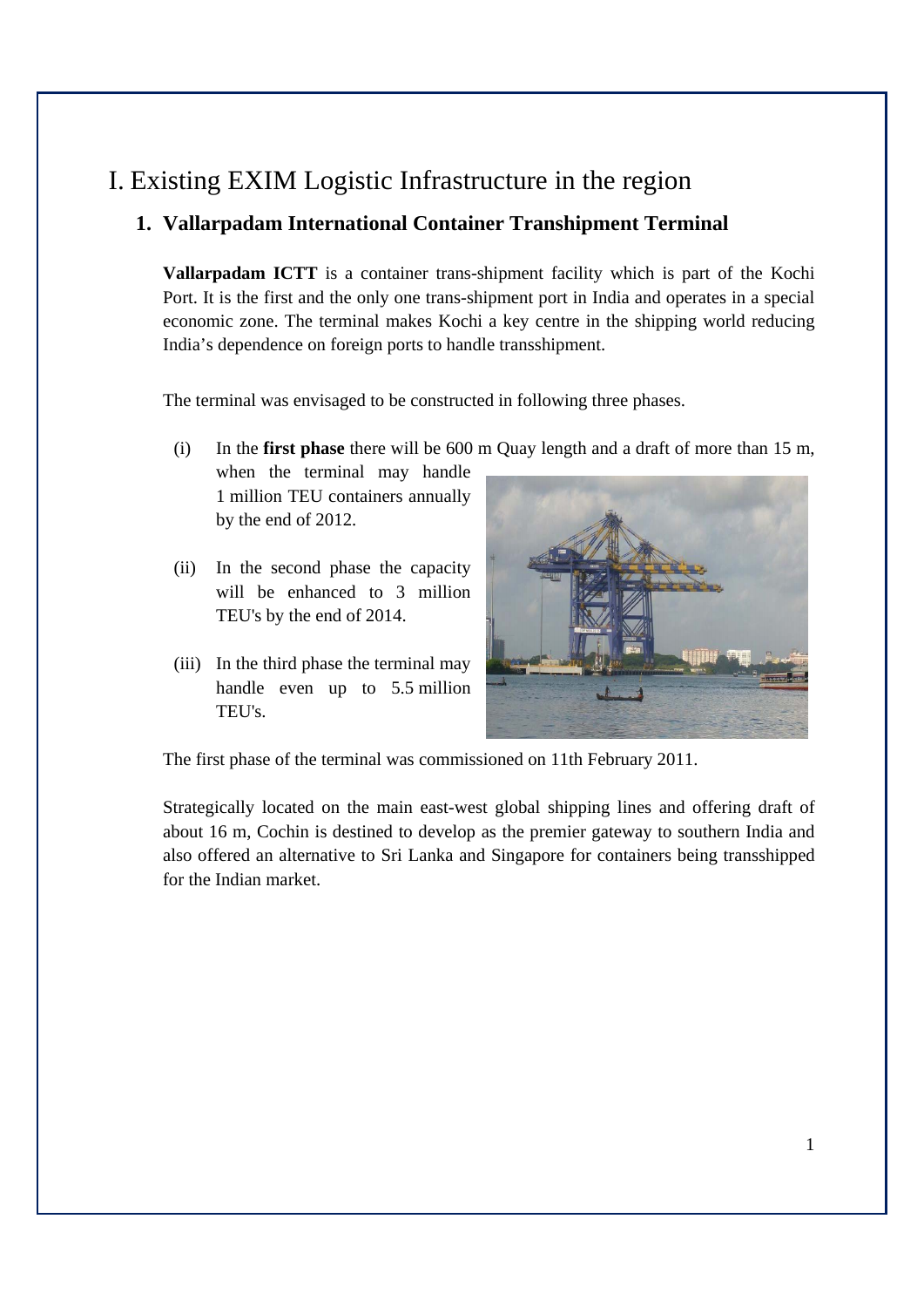# I. Existing EXIM Logistic Infrastructure in the region

## 1. Vallarpadam International Container Transhipment Terminal

**Vallarpadam ICTT** is a container trans-shipment facility which is part of the Kochi Port. It is the first and the only one trans-shipment port in India and operates in a special economic zone. The terminal makes Kochi a key centre in the shipping world reducing India's dependence on foreign ports to handle transshipment.

The terminal was envisaged to be constructed in following three phases.

(i) In the **first phase** there will be 600 m Quay length and a draft of more than 15 m, when the terminal may handle 1 million TEU containers annually by the end of 2012.

(ii) In the second phase the capacity will be enhanced to 3 million TEU's by the end of 2014.

(iii) In the third phase the terminal may handle even up to 5.5 million TEU's.

The first phase of the terminal was commissioned on 11th February 2011.

Strategically located on the main east-west global shipping lines and offering draft of about 16 m, Cochin is destined to develop as the premier gateway to southern India and also offered an alternative to Sri Lanka and Singapore for containers being transshipped for the Indian market.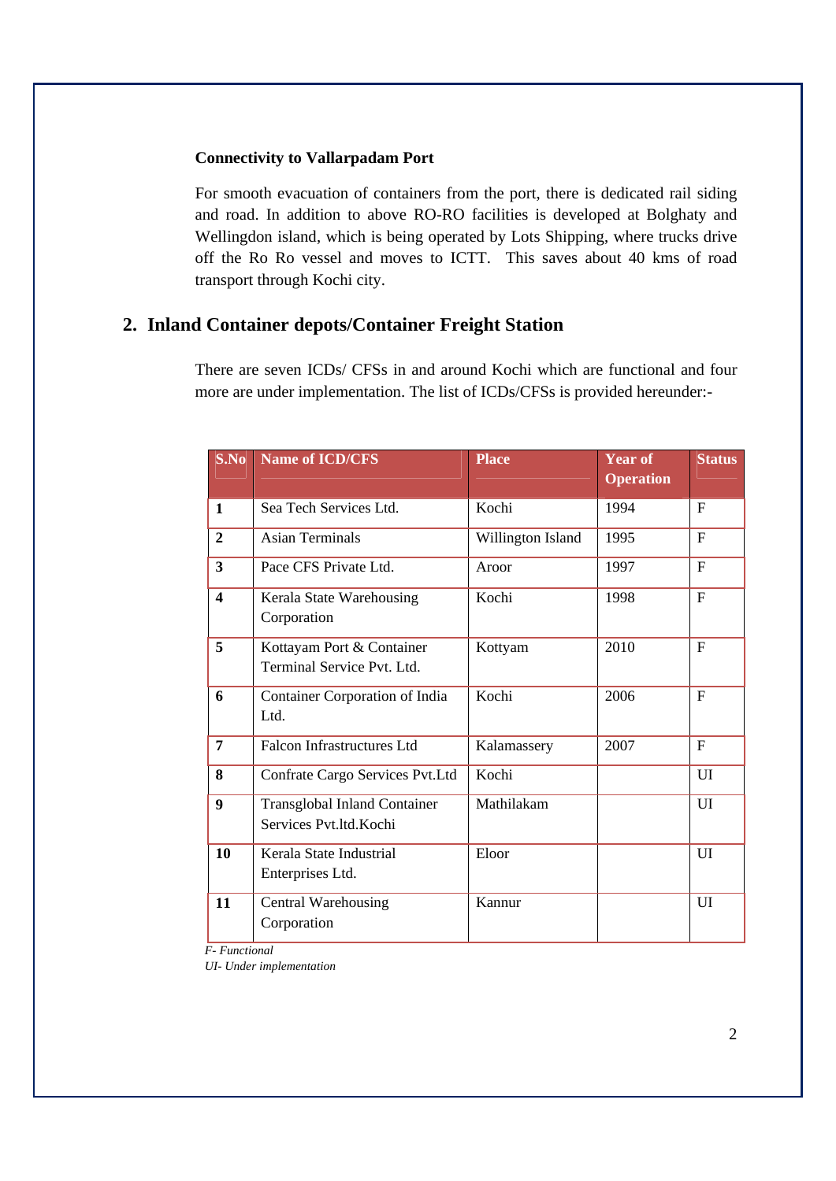**Connectivity to Vallarpadam Port**

For smooth evacuation of containers from the port, there is dedicated rail siding and road. In addition to above RO-RO facilities is developed at Bolghaty and Wellingdon island, which is being operated by Lots Shipping, where trucks drive off the Ro Ro vessel and moves to ICTT. This saves about 40 kms of road transport through Kochi city.

## 2. Inland Container depots/Container Freight Station

There are seven ICDs/ CFSs in and around Kochi which are functional and four more are under implementation. The list of ICDs/CFSs is provided hereunder:-

| S.No | Name of ICD/CFS | Place | Year of Operation | Status |
|---|---|---|---|---|
| **1** | Sea Tech Services Ltd. | Kochi | 1994 | F |
| **2** | Asian Terminals | Willington Island | 1995 | F |
| **3** | Pace CFS Private Ltd. | Aroor | 1997 | F |
| **4** | Kerala State Warehousing Corporation | Kochi | 1998 | F |
| **5** | Kottayam Port & Container Terminal Service Pvt. Ltd. | Kottyam | 2010 | F |
| **6** | Container Corporation of India Ltd. | Kochi | 2006 | F |
| **7** | Falcon Infrastructures Ltd | Kalamassery | 2007 | F |
| **8** | Confrate Cargo Services Pvt.Ltd | Kochi | | UI |
| **9** | Transglobal Inland Container Services Pvt.ltd.Kochi | Mathilakam | | UI |
| **10** | Kerala State Industrial Enterprises Ltd. | Eloor | | UI |
| **11** | Central Warehousing Corporation | Kannur | | UI |

*F- Functional*
*UI- Under implementation*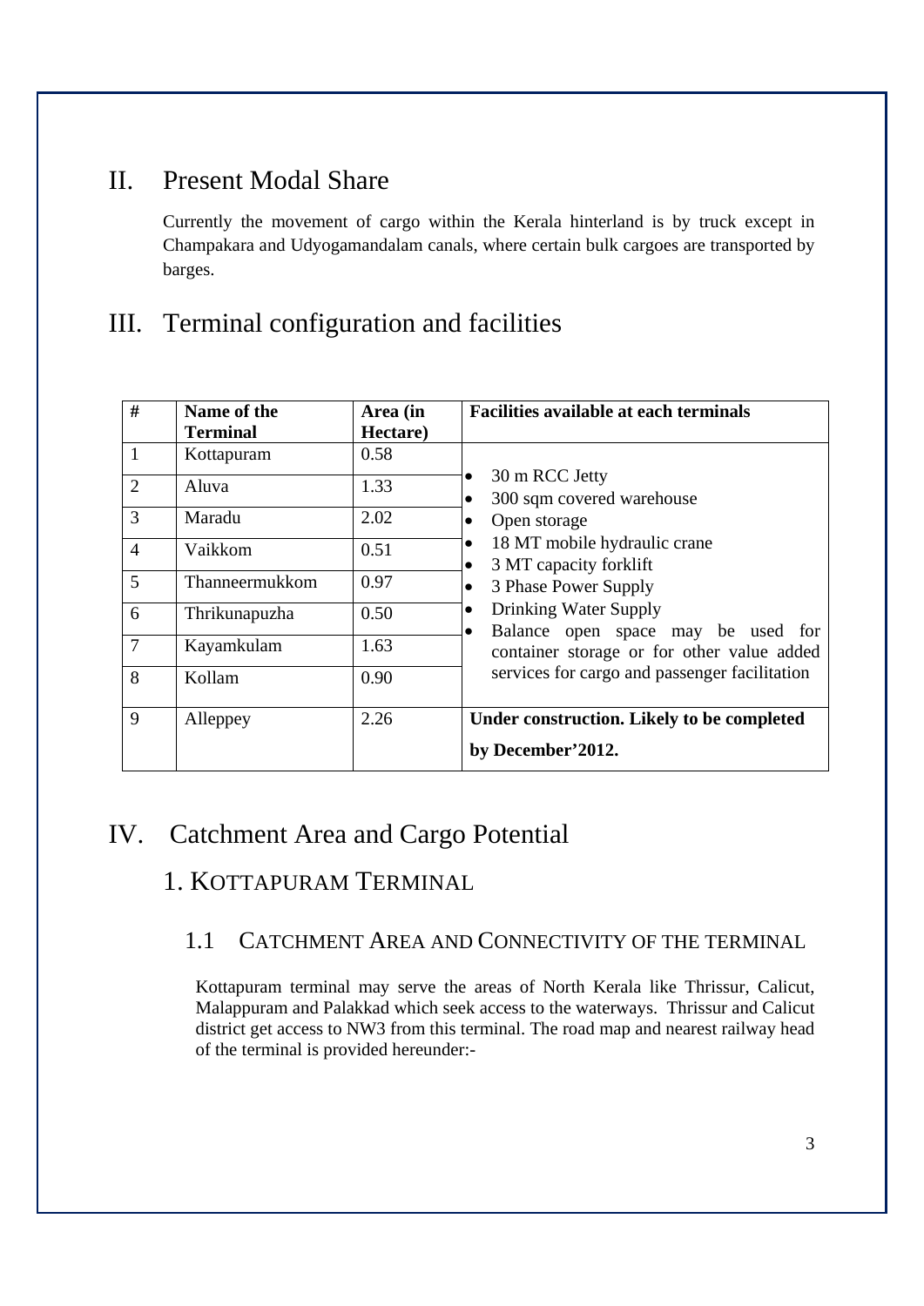## II. Present Modal Share

Currently the movement of cargo within the Kerala hinterland is by truck except in Champakara and Udyogamandalam canals, where certain bulk cargoes are transported by barges.

## III. Terminal configuration and facilities

| # | Name of the Terminal | Area (in Hectare) | Facilities available at each terminals |
|---|---|---|---|
| 1 | Kottapuram | 0.58 | • 30 m RCC Jetty<br>• 300 sqm covered warehouse<br>• Open storage<br>• 18 MT mobile hydraulic crane<br>• 3 MT capacity forklift<br>• 3 Phase Power Supply<br>• Drinking Water Supply<br>• Balance open space may be used for container storage or for other value added services for cargo and passenger facilitation |
| 2 | Aluva | 1.33 | |
| 3 | Maradu | 2.02 | |
| 4 | Vaikkom | 0.51 | |
| 5 | Thanneermukkom | 0.97 | |
| 6 | Thrikunapuzha | 0.50 | |
| 7 | Kayamkulam | 1.63 | |
| 8 | Kollam | 0.90 | |
| 9 | Alleppey | 2.26 | **Under construction. Likely to be completed by December'2012.** |

## IV. Catchment Area and Cargo Potential

### 1. Kottapuram Terminal

#### 1.1 Catchment Area and Connectivity of the terminal

Kottapuram terminal may serve the areas of North Kerala like Thrissur, Calicut, Malappuram and Palakkad which seek access to the waterways. Thrissur and Calicut district get access to NW3 from this terminal. The road map and nearest railway head of the terminal is provided hereunder:-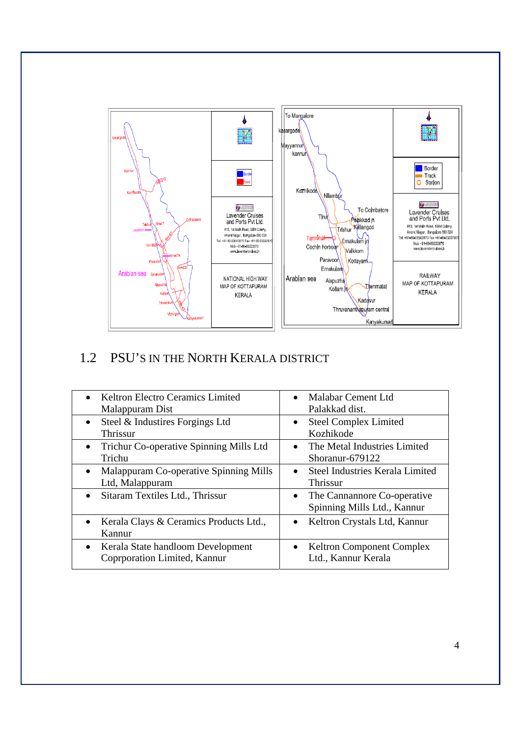## 1.2 PSU'S IN THE NORTH KERALA DISTRICT

| | |
|---|---|
| • Keltron Electro Ceramics Limited Malappuram Dist | • Malabar Cement Ltd Palakkad dist. |
| • Steel & Industires Forgings Ltd Thrissur | • Steel Complex Limited Kozhikode |
| • Trichur Co-operative Spinning Mills Ltd Trichu | • The Metal Industries Limited Shoranur-679122 |
| • Malappuram Co-operative Spinning Mills Ltd, Malappuram | • Steel Industries Kerala Limited Thrissur |
| • Sitaram Textiles Ltd., Thrissur | • The Cannannore Co-operative Spinning Mills Ltd., Kannur |
| • Kerala Clays & Ceramics Products Ltd., Kannur | • Keltron Crystals Ltd, Kannur |
| • Kerala State handloom Development Coprporation Limited, Kannur | • Keltron Component Complex Ltd., Kannur Kerala |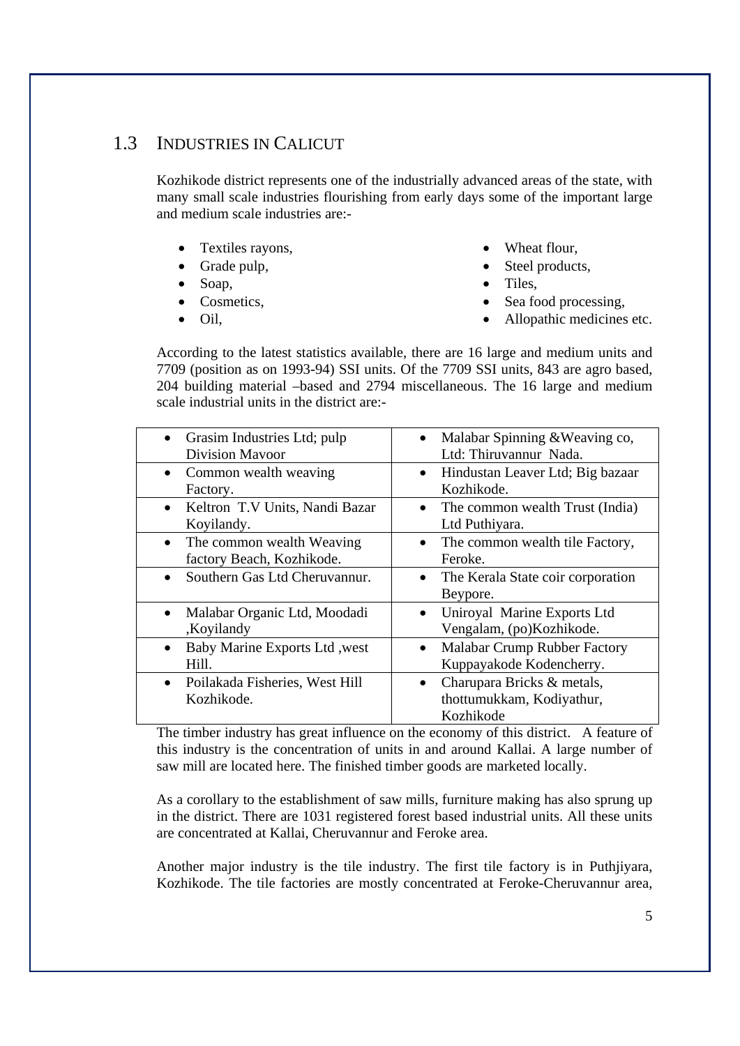## 1.3 INDUSTRIES IN CALICUT

Kozhikode district represents one of the industrially advanced areas of the state, with many small scale industries flourishing from early days some of the important large and medium scale industries are:-

- Textiles rayons,
- Grade pulp,
- Soap,
- Cosmetics,
- Oil,
- Wheat flour,
- Steel products,
- Tiles,
- Sea food processing,
- Allopathic medicines etc.

According to the latest statistics available, there are 16 large and medium units and 7709 (position as on 1993-94) SSI units. Of the 7709 SSI units, 843 are agro based, 204 building material –based and 2794 miscellaneous. The 16 large and medium scale industrial units in the district are:-

| | |
|---|---|
| • Grasim Industries Ltd; pulp Division Mavoor | • Malabar Spinning &Weaving co, Ltd: Thiruvannur Nada. |
| • Common wealth weaving Factory. | • Hindustan Leaver Ltd; Big bazaar Kozhikode. |
| • Keltron T.V Units, Nandi Bazar Koyilandy. | • The common wealth Trust (India) Ltd Puthiyara. |
| • The common wealth Weaving factory Beach, Kozhikode. | • The common wealth tile Factory, Feroke. |
| • Southern Gas Ltd Cheruvannur. | • The Kerala State coir corporation Beypore. |
| • Malabar Organic Ltd, Moodadi ,Koyilandy | • Uniroyal Marine Exports Ltd Vengalam, (po)Kozhikode. |
| • Baby Marine Exports Ltd ,west Hill. | • Malabar Crump Rubber Factory Kuppayakode Kodencherry. |
| • Poilakada Fisheries, West Hill Kozhikode. | • Charupara Bricks & metals, thottumukkam, Kodiyathur, Kozhikode |

The timber industry has great influence on the economy of this district. A feature of this industry is the concentration of units in and around Kallai. A large number of saw mill are located here. The finished timber goods are marketed locally.

As a corollary to the establishment of saw mills, furniture making has also sprung up in the district. There are 1031 registered forest based industrial units. All these units are concentrated at Kallai, Cheruvannur and Feroke area.

Another major industry is the tile industry. The first tile factory is in Puthjiyara, Kozhikode. The tile factories are mostly concentrated at Feroke-Cheruvannur area,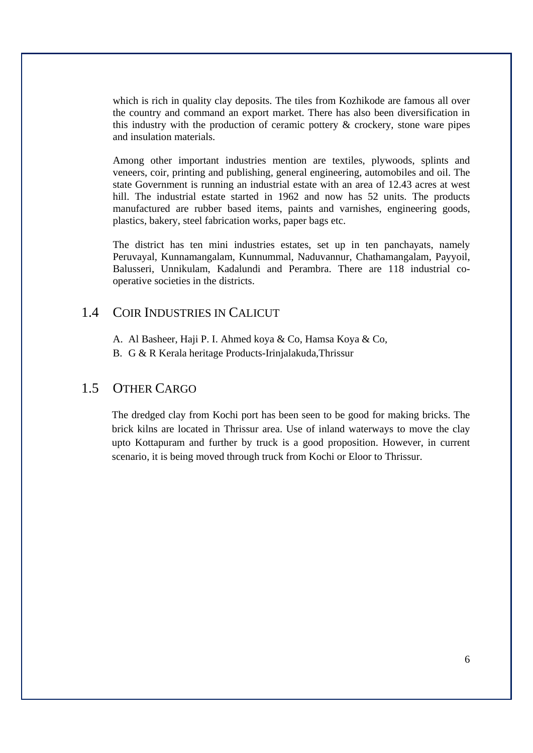which is rich in quality clay deposits. The tiles from Kozhikode are famous all over the country and command an export market. There has also been diversification in this industry with the production of ceramic pottery & crockery, stone ware pipes and insulation materials.

Among other important industries mention are textiles, plywoods, splints and veneers, coir, printing and publishing, general engineering, automobiles and oil. The state Government is running an industrial estate with an area of 12.43 acres at west hill. The industrial estate started in 1962 and now has 52 units. The products manufactured are rubber based items, paints and varnishes, engineering goods, plastics, bakery, steel fabrication works, paper bags etc.

The district has ten mini industries estates, set up in ten panchayats, namely Peruvayal, Kunnamangalam, Kunnummal, Naduvannur, Chathamangalam, Payyoil, Balusseri, Unnikulam, Kadalundi and Perambra. There are 118 industrial co-operative societies in the districts.

## 1.4 COIR INDUSTRIES IN CALICUT

A. Al Basheer, Haji P. I. Ahmed koya & Co, Hamsa Koya & Co,
B. G & R Kerala heritage Products-Irinjalakuda,Thrissur

## 1.5 OTHER CARGO

The dredged clay from Kochi port has been seen to be good for making bricks. The brick kilns are located in Thrissur area. Use of inland waterways to move the clay upto Kottapuram and further by truck is a good proposition. However, in current scenario, it is being moved through truck from Kochi or Eloor to Thrissur.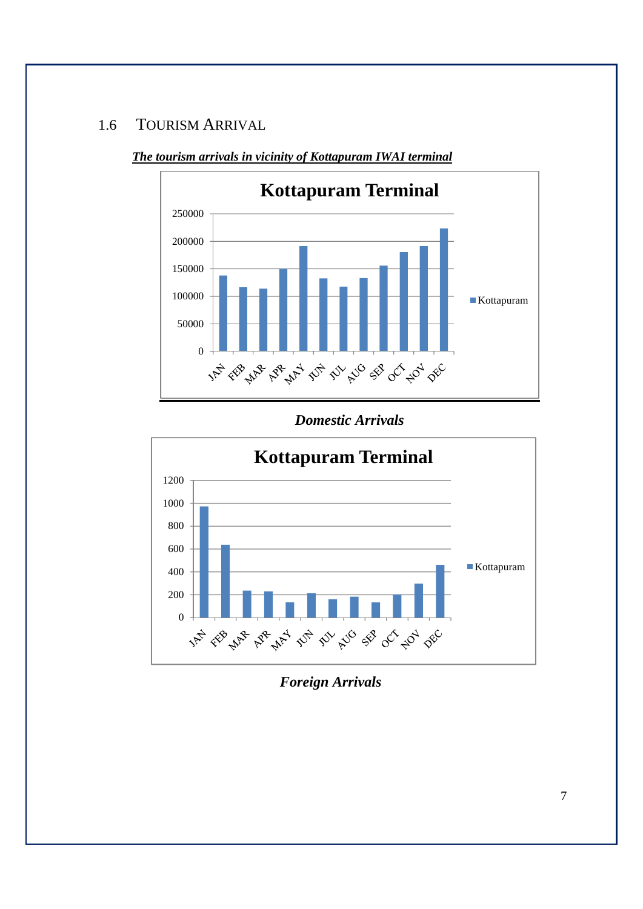## 1.6 Tourism Arrival

***The tourism arrivals in vicinity of Kottapuram IWAI terminal***

**Kottapuram Terminal**

***Domestic Arrivals***

**Kottapuram Terminal**

***Foreign Arrivals***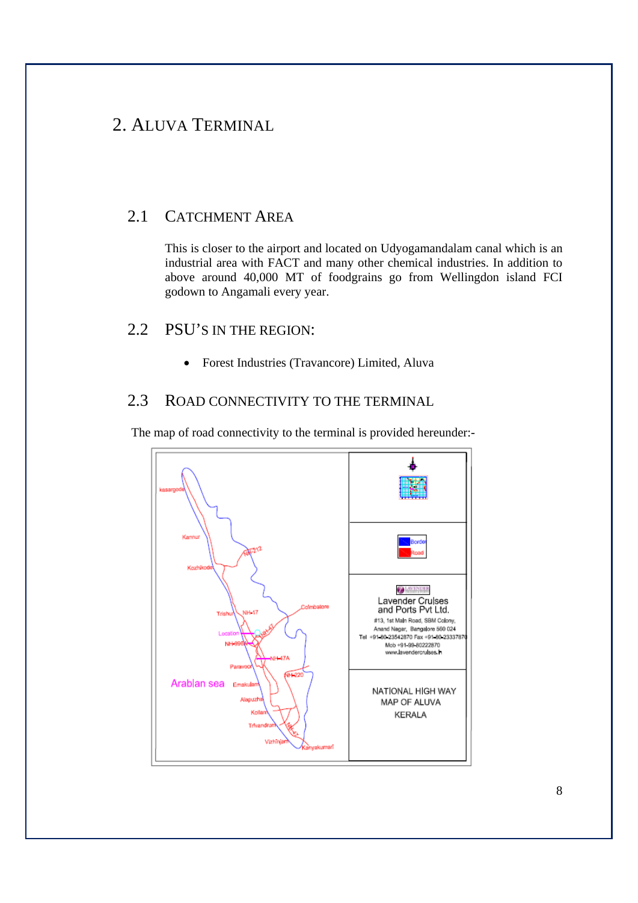# 2. ALUVA TERMINAL

## 2.1 CATCHMENT AREA

This is closer to the airport and located on Udyogamandalam canal which is an industrial area with FACT and many other chemical industries. In addition to above around 40,000 MT of foodgrains go from Wellingdon island FCI godown to Angamali every year.

## 2.2 PSU'S IN THE REGION:

- Forest Industries (Travancore) Limited, Aluva

## 2.3 ROAD CONNECTIVITY TO THE TERMINAL

The map of road connectivity to the terminal is provided hereunder:-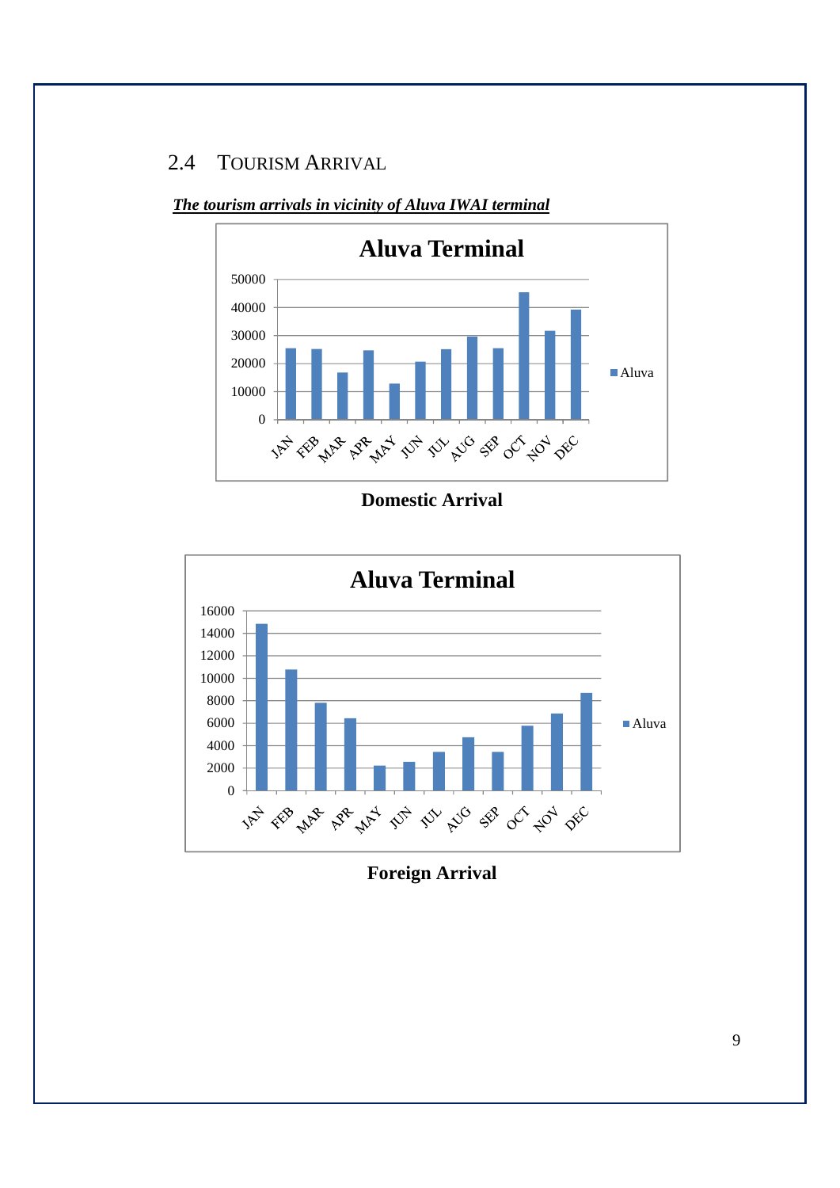## 2.4 Tourism Arrival

***The tourism arrivals in vicinity of Aluva IWAI terminal***

**Aluva Terminal**

**Domestic Arrival**

**Aluva Terminal**

**Foreign Arrival**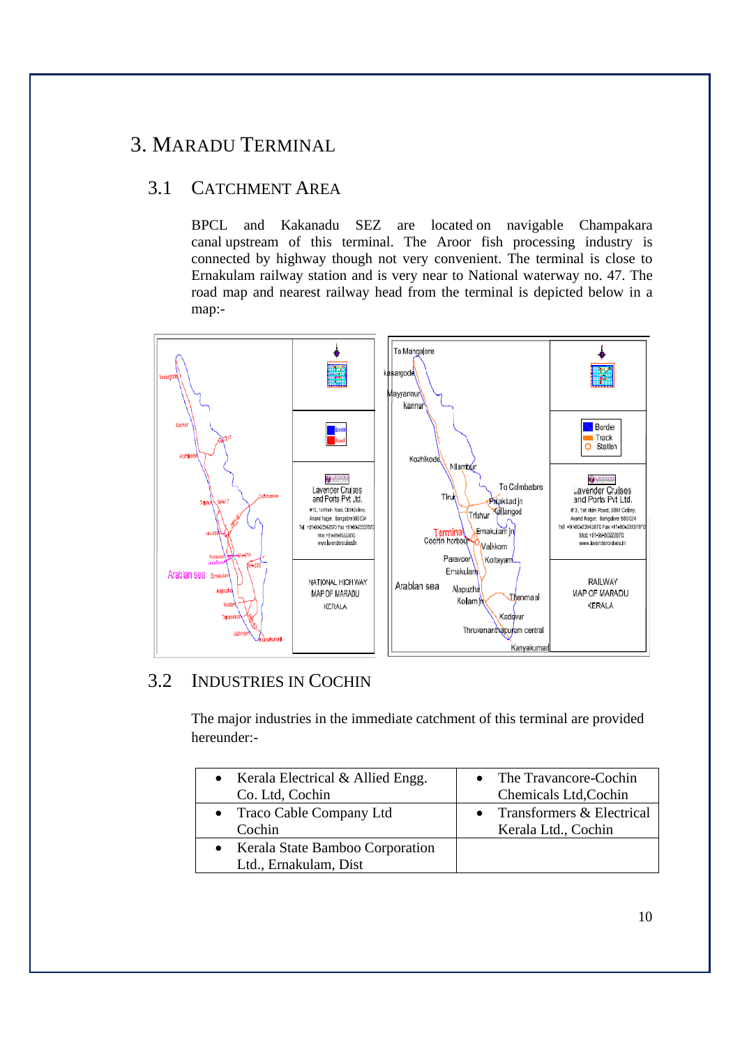# 3. MARADU TERMINAL

## 3.1 CATCHMENT AREA

BPCL and Kakanadu SEZ are located on navigable Champakara canal upstream of this terminal. The Aroor fish processing industry is connected by highway though not very convenient. The terminal is close to Ernakulam railway station and is very near to National waterway no. 47. The road map and nearest railway head from the terminal is depicted below in a map:-

## 3.2 INDUSTRIES IN COCHIN

The major industries in the immediate catchment of this terminal are provided hereunder:-

| | |
|---|---|
| • Kerala Electrical & Allied Engg. Co. Ltd, Cochin | • The Travancore-Cochin Chemicals Ltd,Cochin |
| • Traco Cable Company Ltd Cochin | • Transformers & Electrical Kerala Ltd., Cochin |
| • Kerala State Bamboo Corporation Ltd., Ernakulam, Dist | |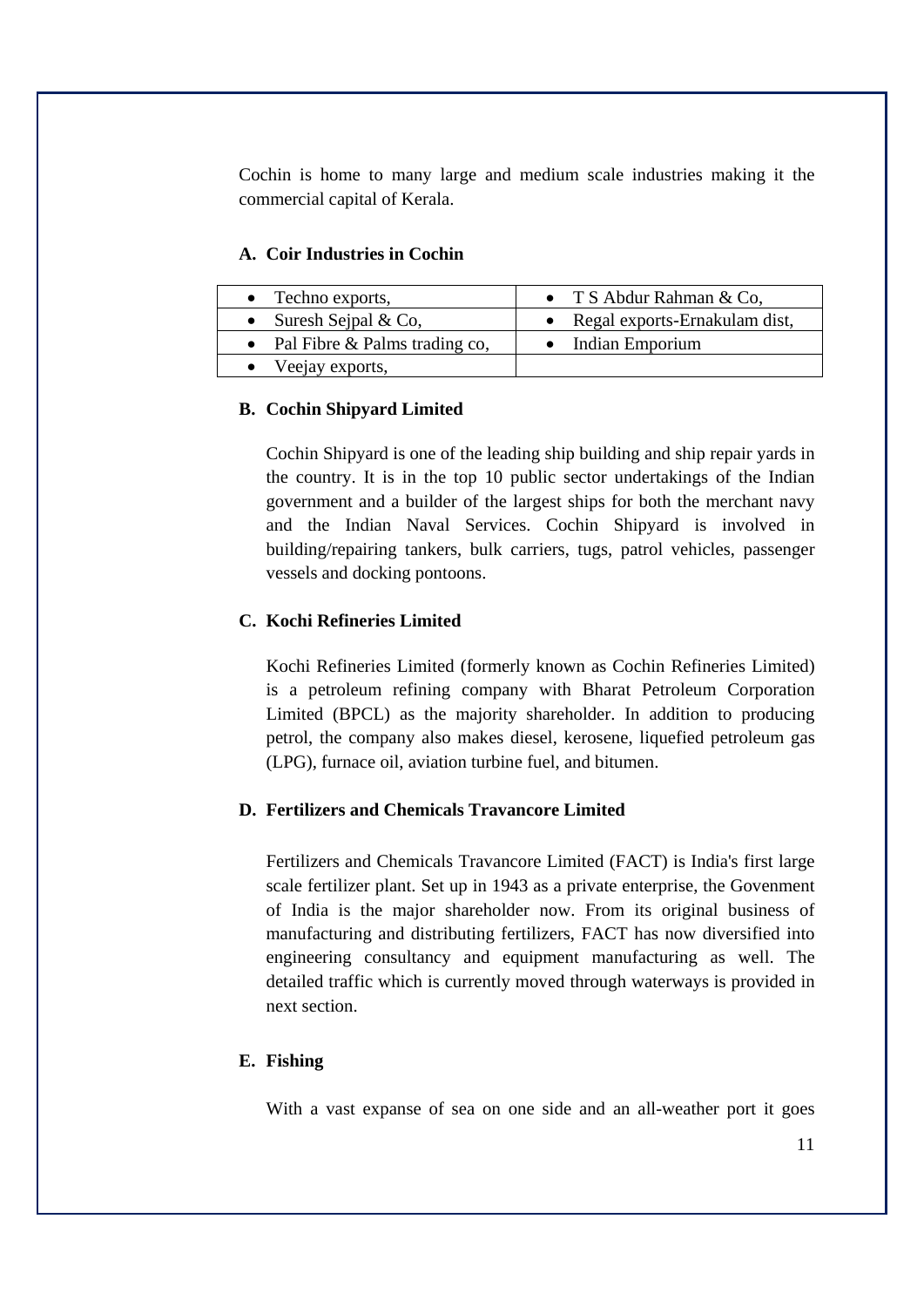Cochin is home to many large and medium scale industries making it the commercial capital of Kerala.

### A. Coir Industries in Cochin

| | |
|---|---|
| • Techno exports, | • T S Abdur Rahman & Co, |
| • Suresh Sejpal & Co, | • Regal exports-Ernakulam dist, |
| • Pal Fibre & Palms trading co, | • Indian Emporium |
| • Veejay exports, | |

### B. Cochin Shipyard Limited

Cochin Shipyard is one of the leading ship building and ship repair yards in the country. It is in the top 10 public sector undertakings of the Indian government and a builder of the largest ships for both the merchant navy and the Indian Naval Services. Cochin Shipyard is involved in building/repairing tankers, bulk carriers, tugs, patrol vehicles, passenger vessels and docking pontoons.

### C. Kochi Refineries Limited

Kochi Refineries Limited (formerly known as Cochin Refineries Limited) is a petroleum refining company with Bharat Petroleum Corporation Limited (BPCL) as the majority shareholder. In addition to producing petrol, the company also makes diesel, kerosene, liquefied petroleum gas (LPG), furnace oil, aviation turbine fuel, and bitumen.

### D. Fertilizers and Chemicals Travancore Limited

Fertilizers and Chemicals Travancore Limited (FACT) is India's first large scale fertilizer plant. Set up in 1943 as a private enterprise, the Govenment of India is the major shareholder now. From its original business of manufacturing and distributing fertilizers, FACT has now diversified into engineering consultancy and equipment manufacturing as well. The detailed traffic which is currently moved through waterways is provided in next section.

### E. Fishing

With a vast expanse of sea on one side and an all-weather port it goes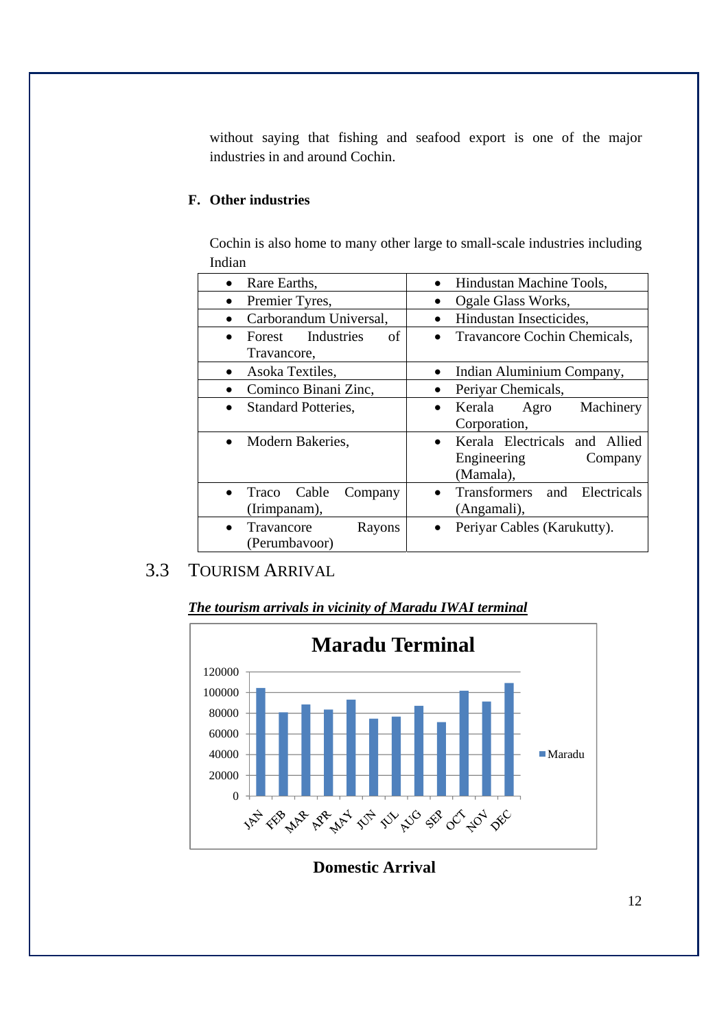without saying that fishing and seafood export is one of the major industries in and around Cochin.

**F. Other industries**

Cochin is also home to many other large to small-scale industries including Indian

| | |
|---|---|
| • Rare Earths, | • Hindustan Machine Tools, |
| • Premier Tyres, | • Ogale Glass Works, |
| • Carborandum Universal, | • Hindustan Insecticides, |
| • Forest Industries of Travancore, | • Travancore Cochin Chemicals, |
| • Asoka Textiles, | • Indian Aluminium Company, |
| • Cominco Binani Zinc, | • Periyar Chemicals, |
| • Standard Potteries, | • Kerala Agro Machinery Corporation, |
| • Modern Bakeries, | • Kerala Electricals and Allied Engineering Company (Mamala), |
| • Traco Cable Company (Irimpanam), | • Transformers and Electricals (Angamali), |
| • Travancore Rayons (Perumbavoor) | • Periyar Cables (Karukutty). |

## 3.3 TOURISM ARRIVAL

***The tourism arrivals in vicinity of Maradu IWAI terminal***

**Maradu Terminal**

**Domestic Arrival**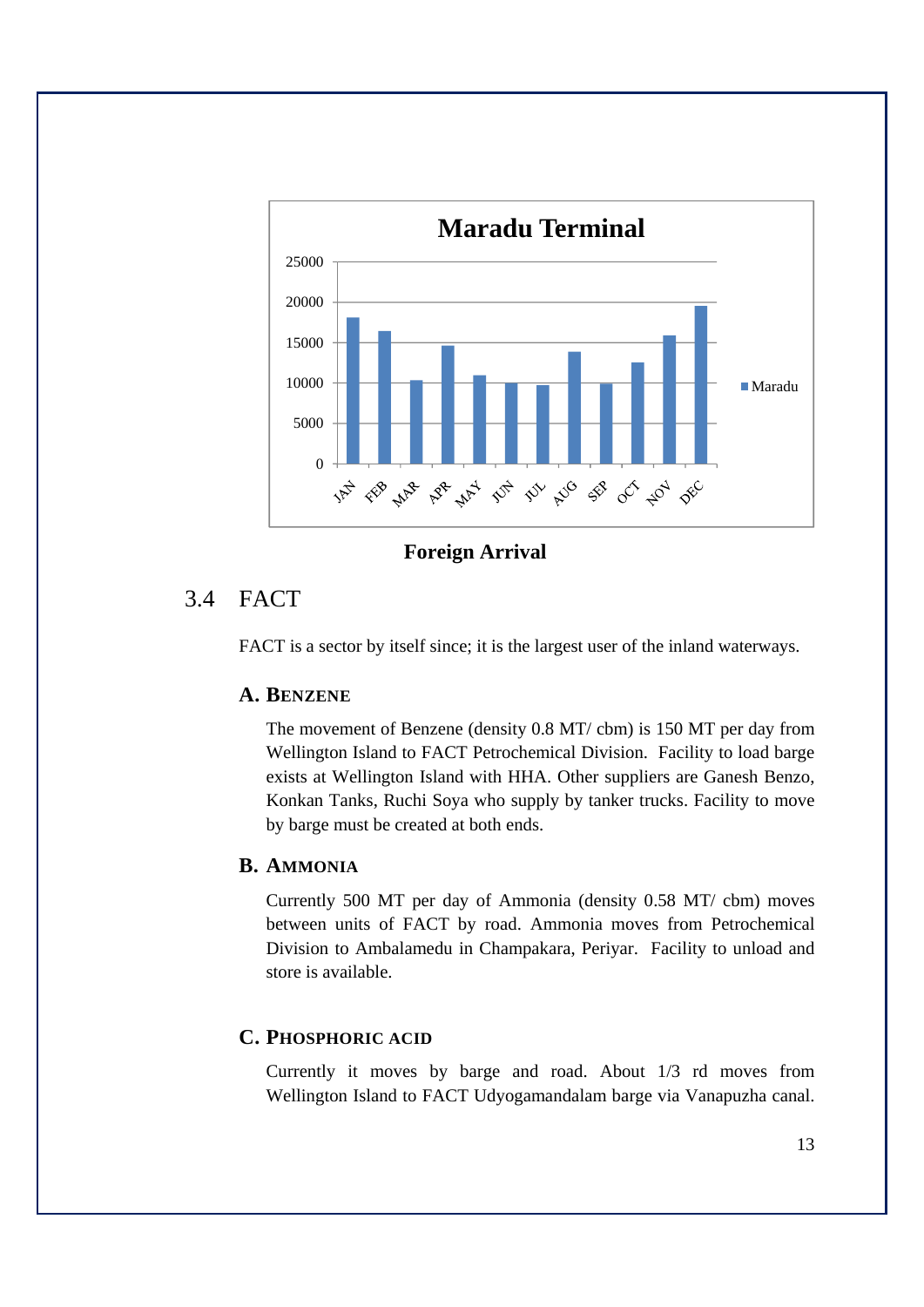Foreign Arrival

## 3.4 FACT

FACT is a sector by itself since; it is the largest user of the inland waterways.

### A. BENZENE

The movement of Benzene (density 0.8 MT/ cbm) is 150 MT per day from Wellington Island to FACT Petrochemical Division. Facility to load barge exists at Wellington Island with HHA. Other suppliers are Ganesh Benzo, Konkan Tanks, Ruchi Soya who supply by tanker trucks. Facility to move by barge must be created at both ends.

### B. AMMONIA

Currently 500 MT per day of Ammonia (density 0.58 MT/ cbm) moves between units of FACT by road. Ammonia moves from Petrochemical Division to Ambalamedu in Champakara, Periyar. Facility to unload and store is available.

### C. PHOSPHORIC ACID

Currently it moves by barge and road. About 1/3 rd moves from Wellington Island to FACT Udyogamandalam barge via Vanapuzha canal.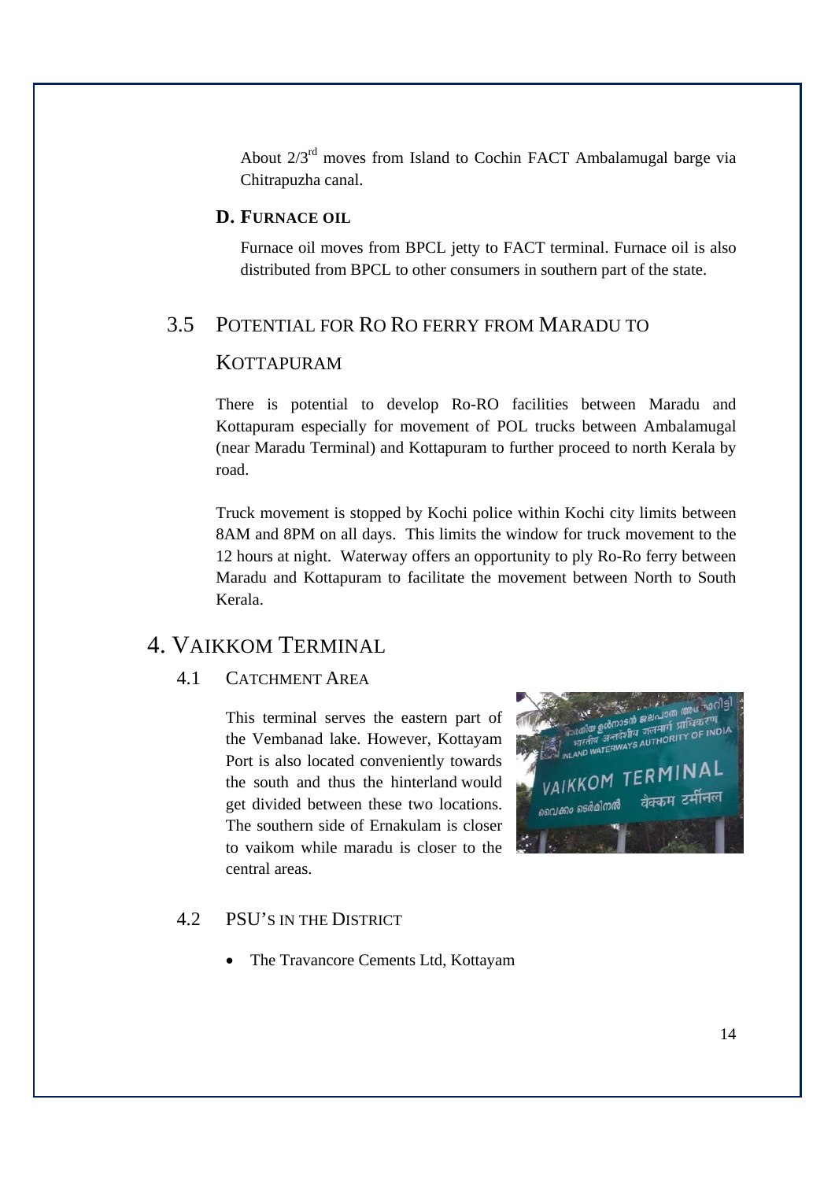About 2/3[rd] moves from Island to Cochin FACT Ambalamugal barge via Chitrapuzha canal.

### D. Furnace oil

Furnace oil moves from BPCL jetty to FACT terminal. Furnace oil is also distributed from BPCL to other consumers in southern part of the state.

## 3.5 Potential for Ro Ro ferry from Maradu to Kottapuram

There is potential to develop Ro-RO facilities between Maradu and Kottapuram especially for movement of POL trucks between Ambalamugal (near Maradu Terminal) and Kottapuram to further proceed to north Kerala by road.

Truck movement is stopped by Kochi police within Kochi city limits between 8AM and 8PM on all days. This limits the window for truck movement to the 12 hours at night. Waterway offers an opportunity to ply Ro-Ro ferry between Maradu and Kottapuram to facilitate the movement between North to South Kerala.

# 4. Vaikkom Terminal

## 4.1 Catchment Area

This terminal serves the eastern part of the Vembanad lake. However, Kottayam Port is also located conveniently towards the south and thus the hinterland would get divided between these two locations. The southern side of Ernakulam is closer to vaikom while maradu is closer to the central areas.

## 4.2 PSU's in the District

- The Travancore Cements Ltd, Kottayam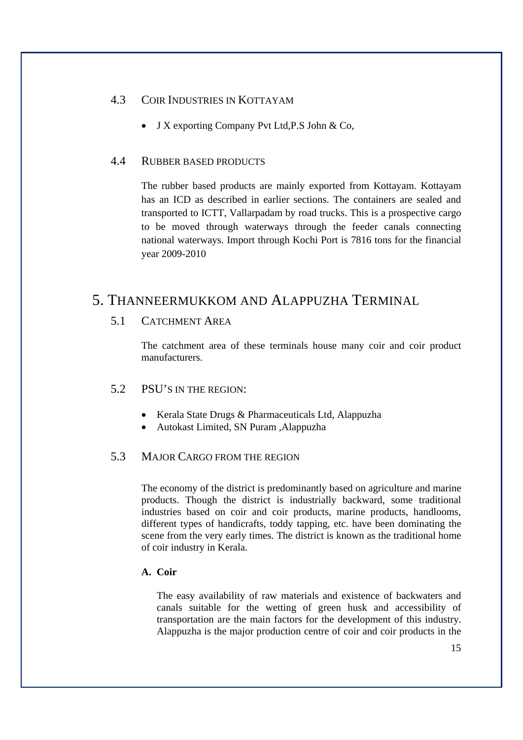### 4.3 Coir Industries in Kottayam

- J X exporting Company Pvt Ltd,P.S John & Co,

### 4.4 Rubber based products

The rubber based products are mainly exported from Kottayam. Kottayam has an ICD as described in earlier sections. The containers are sealed and transported to ICTT, Vallarpadam by road trucks. This is a prospective cargo to be moved through waterways through the feeder canals connecting national waterways. Import through Kochi Port is 7816 tons for the financial year 2009-2010

## 5. Thanneermukkom and Alappuzha Terminal

### 5.1 Catchment Area

The catchment area of these terminals house many coir and coir product manufacturers.

### 5.2 PSU's in the region:

- Kerala State Drugs & Pharmaceuticals Ltd, Alappuzha
- Autokast Limited, SN Puram ,Alappuzha

### 5.3 Major Cargo from the region

The economy of the district is predominantly based on agriculture and marine products. Though the district is industrially backward, some traditional industries based on coir and coir products, marine products, handlooms, different types of handicrafts, toddy tapping, etc. have been dominating the scene from the very early times. The district is known as the traditional home of coir industry in Kerala.

**A. Coir**

The easy availability of raw materials and existence of backwaters and canals suitable for the wetting of green husk and accessibility of transportation are the main factors for the development of this industry. Alappuzha is the major production centre of coir and coir products in the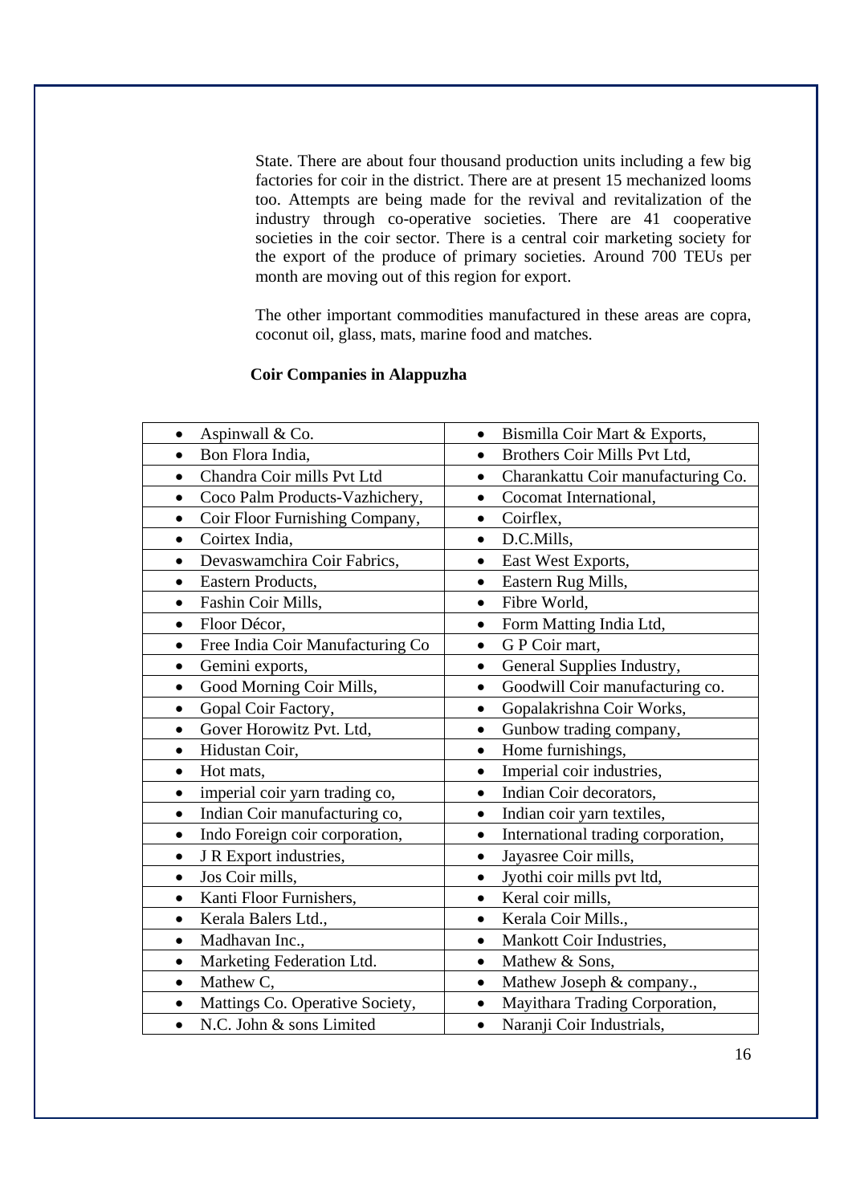State. There are about four thousand production units including a few big factories for coir in the district. There are at present 15 mechanized looms too. Attempts are being made for the revival and revitalization of the industry through co-operative societies. There are 41 cooperative societies in the coir sector. There is a central coir marketing society for the export of the produce of primary societies. Around 700 TEUs per month are moving out of this region for export.

The other important commodities manufactured in these areas are copra, coconut oil, glass, mats, marine food and matches.

**Coir Companies in Alappuzha**

| | |
|---|---|
| • Aspinwall & Co. | • Bismilla Coir Mart & Exports, |
| • Bon Flora India, | • Brothers Coir Mills Pvt Ltd, |
| • Chandra Coir mills Pvt Ltd | • Charankattu Coir manufacturing Co. |
| • Coco Palm Products-Vazhichery, | • Cocomat International, |
| • Coir Floor Furnishing Company, | • Coirflex, |
| • Coirtex India, | • D.C.Mills, |
| • Devaswamchira Coir Fabrics, | • East West Exports, |
| • Eastern Products, | • Eastern Rug Mills, |
| • Fashin Coir Mills, | • Fibre World, |
| • Floor Décor, | • Form Matting India Ltd, |
| • Free India Coir Manufacturing Co | • G P Coir mart, |
| • Gemini exports, | • General Supplies Industry, |
| • Good Morning Coir Mills, | • Goodwill Coir manufacturing co. |
| • Gopal Coir Factory, | • Gopalakrishna Coir Works, |
| • Gover Horowitz Pvt. Ltd, | • Gunbow trading company, |
| • Hidustan Coir, | • Home furnishings, |
| • Hot mats, | • Imperial coir industries, |
| • imperial coir yarn trading co, | • Indian Coir decorators, |
| • Indian Coir manufacturing co, | • Indian coir yarn textiles, |
| • Indo Foreign coir corporation, | • International trading corporation, |
| • J R Export industries, | • Jayasree Coir mills, |
| • Jos Coir mills, | • Jyothi coir mills pvt ltd, |
| • Kanti Floor Furnishers, | • Keral coir mills, |
| • Kerala Balers Ltd., | • Kerala Coir Mills., |
| • Madhavan Inc., | • Mankott Coir Industries, |
| • Marketing Federation Ltd. | • Mathew & Sons, |
| • Mathew C, | • Mathew Joseph & company., |
| • Mattings Co. Operative Society, | • Mayithara Trading Corporation, |
| • N.C. John & sons Limited | • Naranji Coir Industrials, |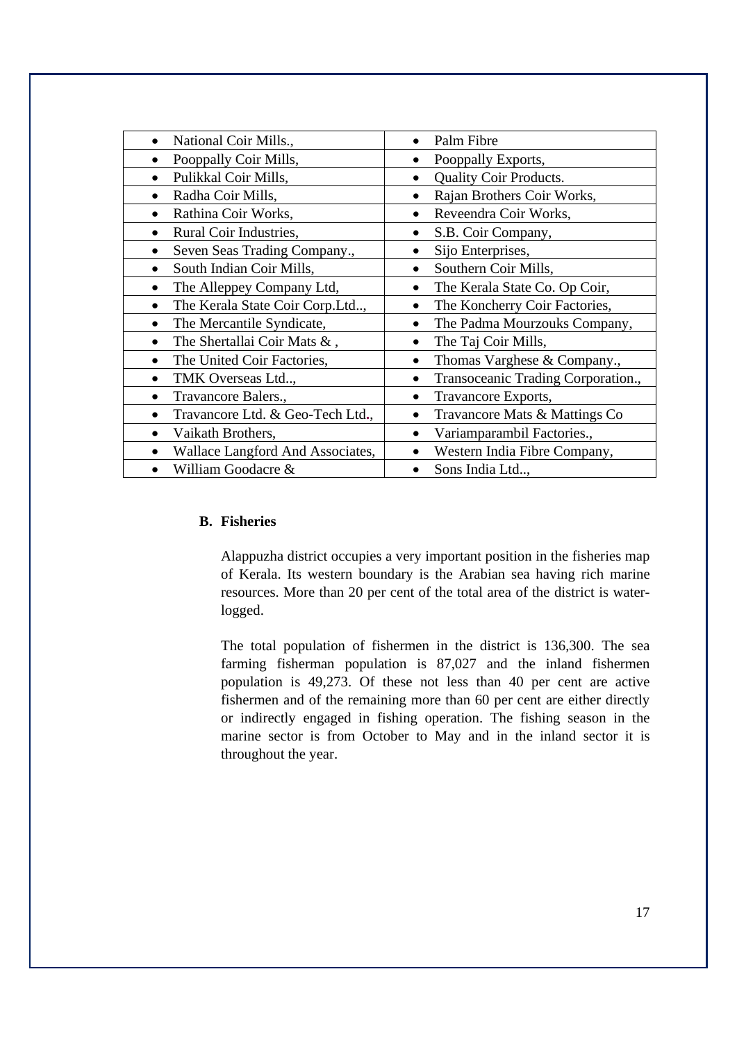| | |
|---|---|
| • National Coir Mills., | • Palm Fibre |
| • Pooppally Coir Mills, | • Pooppally Exports, |
| • Pulikkal Coir Mills, | • Quality Coir Products. |
| • Radha Coir Mills, | • Rajan Brothers Coir Works, |
| • Rathina Coir Works, | • Reveendra Coir Works, |
| • Rural Coir Industries, | • S.B. Coir Company, |
| • Seven Seas Trading Company., | • Sijo Enterprises, |
| • South Indian Coir Mills, | • Southern Coir Mills, |
| • The Alleppey Company Ltd, | • The Kerala State Co. Op Coir, |
| • The Kerala State Coir Corp.Ltd.., | • The Koncherry Coir Factories, |
| • The Mercantile Syndicate, | • The Padma Mourzouks Company, |
| • The Shertallai Coir Mats & , | • The Taj Coir Mills, |
| • The United Coir Factories, | • Thomas Varghese & Company., |
| • TMK Overseas Ltd.., | • Transoceanic Trading Corporation., |
| • Travancore Balers., | • Travancore Exports, |
| • Travancore Ltd. & Geo-Tech Ltd., | • Travancore Mats & Mattings Co |
| • Vaikath Brothers, | • Variamparambil Factories., |
| • Wallace Langford And Associates, | • Western India Fibre Company, |
| • William Goodacre & | • Sons India Ltd.., |

**B. Fisheries**

Alappuzha district occupies a very important position in the fisheries map of Kerala. Its western boundary is the Arabian sea having rich marine resources. More than 20 per cent of the total area of the district is water-logged.

The total population of fishermen in the district is 136,300. The sea farming fisherman population is 87,027 and the inland fishermen population is 49,273. Of these not less than 40 per cent are active fishermen and of the remaining more than 60 per cent are either directly or indirectly engaged in fishing operation. The fishing season in the marine sector is from October to May and in the inland sector it is throughout the year.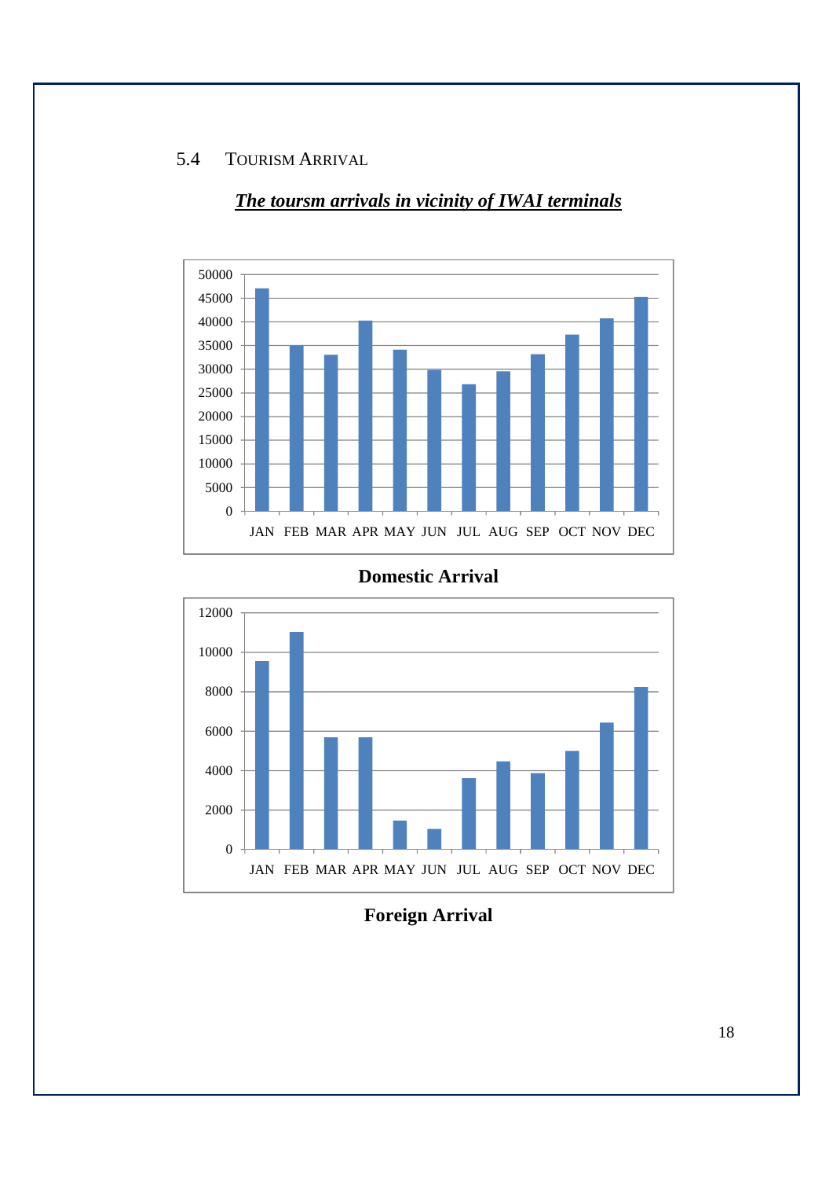## 5.4 Tourism Arrival

***The toursm arrivals in vicinity of IWAI terminals***

**Domestic Arrival**

**Foreign Arrival**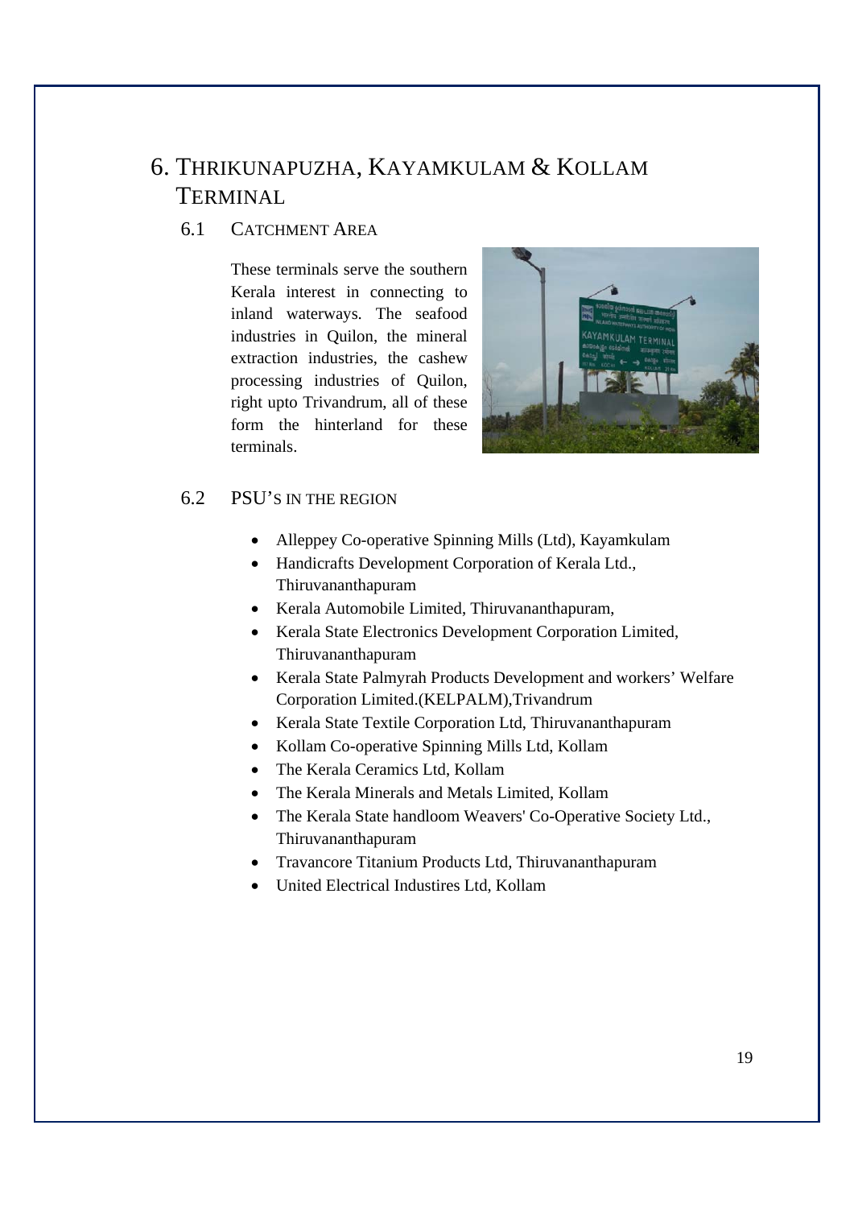# 6. THRIKUNAPUZHA, KAYAMKULAM & KOLLAM TERMINAL

## 6.1 CATCHMENT AREA

These terminals serve the southern Kerala interest in connecting to inland waterways. The seafood industries in Quilon, the mineral extraction industries, the cashew processing industries of Quilon, right upto Trivandrum, all of these form the hinterland for these terminals.

## 6.2 PSU'S IN THE REGION

- Alleppey Co-operative Spinning Mills (Ltd), Kayamkulam
- Handicrafts Development Corporation of Kerala Ltd., Thiruvananthapuram
- Kerala Automobile Limited, Thiruvananthapuram,
- Kerala State Electronics Development Corporation Limited, Thiruvananthapuram
- Kerala State Palmyrah Products Development and workers' Welfare Corporation Limited.(KELPALM),Trivandrum
- Kerala State Textile Corporation Ltd, Thiruvananthapuram
- Kollam Co-operative Spinning Mills Ltd, Kollam
- The Kerala Ceramics Ltd, Kollam
- The Kerala Minerals and Metals Limited, Kollam
- The Kerala State handloom Weavers' Co-Operative Society Ltd., Thiruvananthapuram
- Travancore Titanium Products Ltd, Thiruvananthapuram
- United Electrical Industires Ltd, Kollam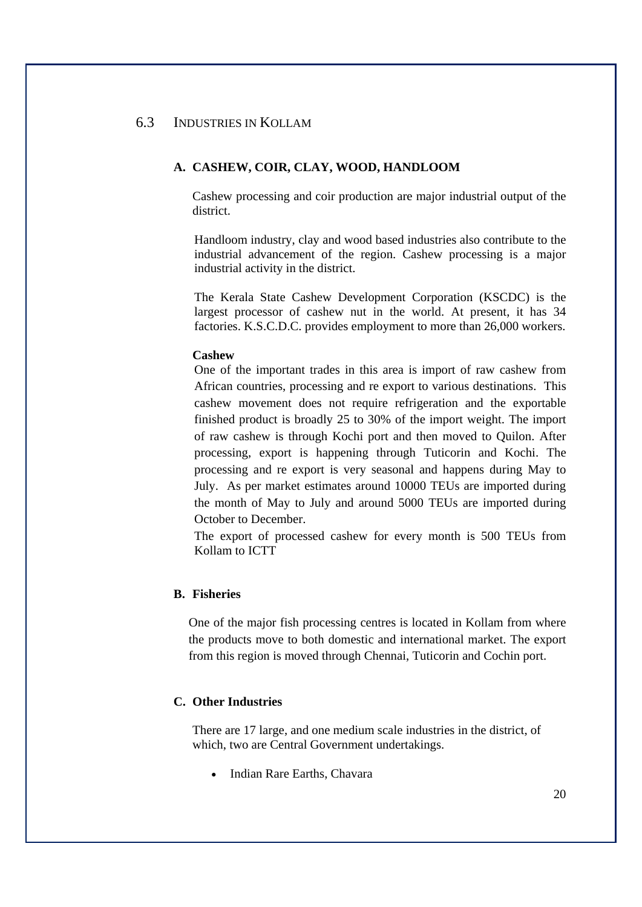## 6.3 INDUSTRIES IN KOLLAM

### A. CASHEW, COIR, CLAY, WOOD, HANDLOOM

Cashew processing and coir production are major industrial output of the district.

Handloom industry, clay and wood based industries also contribute to the industrial advancement of the region. Cashew processing is a major industrial activity in the district.

The Kerala State Cashew Development Corporation (KSCDC) is the largest processor of cashew nut in the world. At present, it has 34 factories. K.S.C.D.C. provides employment to more than 26,000 workers.

**Cashew**

One of the important trades in this area is import of raw cashew from African countries, processing and re export to various destinations. This cashew movement does not require refrigeration and the exportable finished product is broadly 25 to 30% of the import weight. The import of raw cashew is through Kochi port and then moved to Quilon. After processing, export is happening through Tuticorin and Kochi. The processing and re export is very seasonal and happens during May to July. As per market estimates around 10000 TEUs are imported during the month of May to July and around 5000 TEUs are imported during October to December.

The export of processed cashew for every month is 500 TEUs from Kollam to ICTT

### B. Fisheries

One of the major fish processing centres is located in Kollam from where the products move to both domestic and international market. The export from this region is moved through Chennai, Tuticorin and Cochin port.

### C. Other Industries

There are 17 large, and one medium scale industries in the district, of which, two are Central Government undertakings.

- Indian Rare Earths, Chavara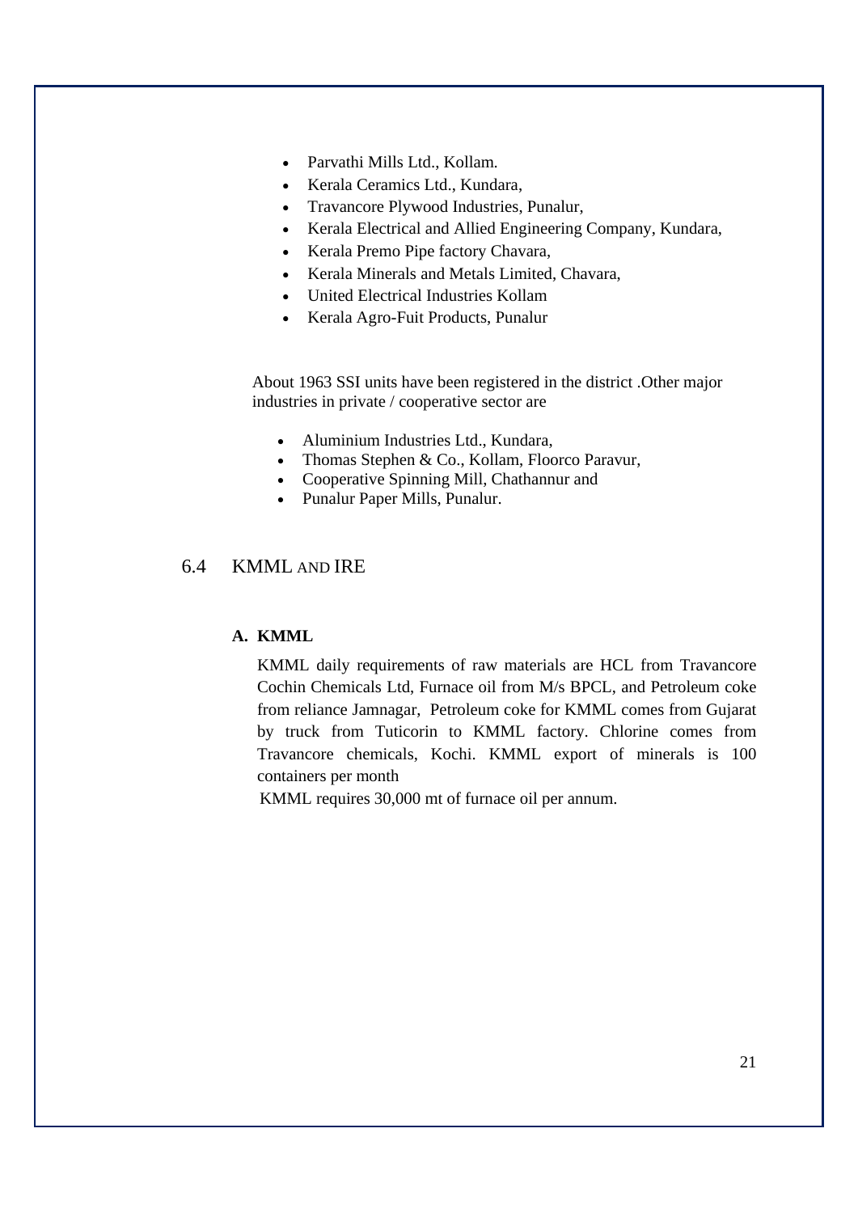- Parvathi Mills Ltd., Kollam.
- Kerala Ceramics Ltd., Kundara,
- Travancore Plywood Industries, Punalur,
- Kerala Electrical and Allied Engineering Company, Kundara,
- Kerala Premo Pipe factory Chavara,
- Kerala Minerals and Metals Limited, Chavara,
- United Electrical Industries Kollam
- Kerala Agro-Fuit Products, Punalur

About 1963 SSI units have been registered in the district .Other major industries in private / cooperative sector are

- Aluminium Industries Ltd., Kundara,
- Thomas Stephen & Co., Kollam, Floorco Paravur,
- Cooperative Spinning Mill, Chathannur and
- Punalur Paper Mills, Punalur.

## 6.4 KMML AND IRE

### A. KMML

KMML daily requirements of raw materials are HCL from Travancore Cochin Chemicals Ltd, Furnace oil from M/s BPCL, and Petroleum coke from reliance Jamnagar, Petroleum coke for KMML comes from Gujarat by truck from Tuticorin to KMML factory. Chlorine comes from Travancore chemicals, Kochi. KMML export of minerals is 100 containers per month

KMML requires 30,000 mt of furnace oil per annum.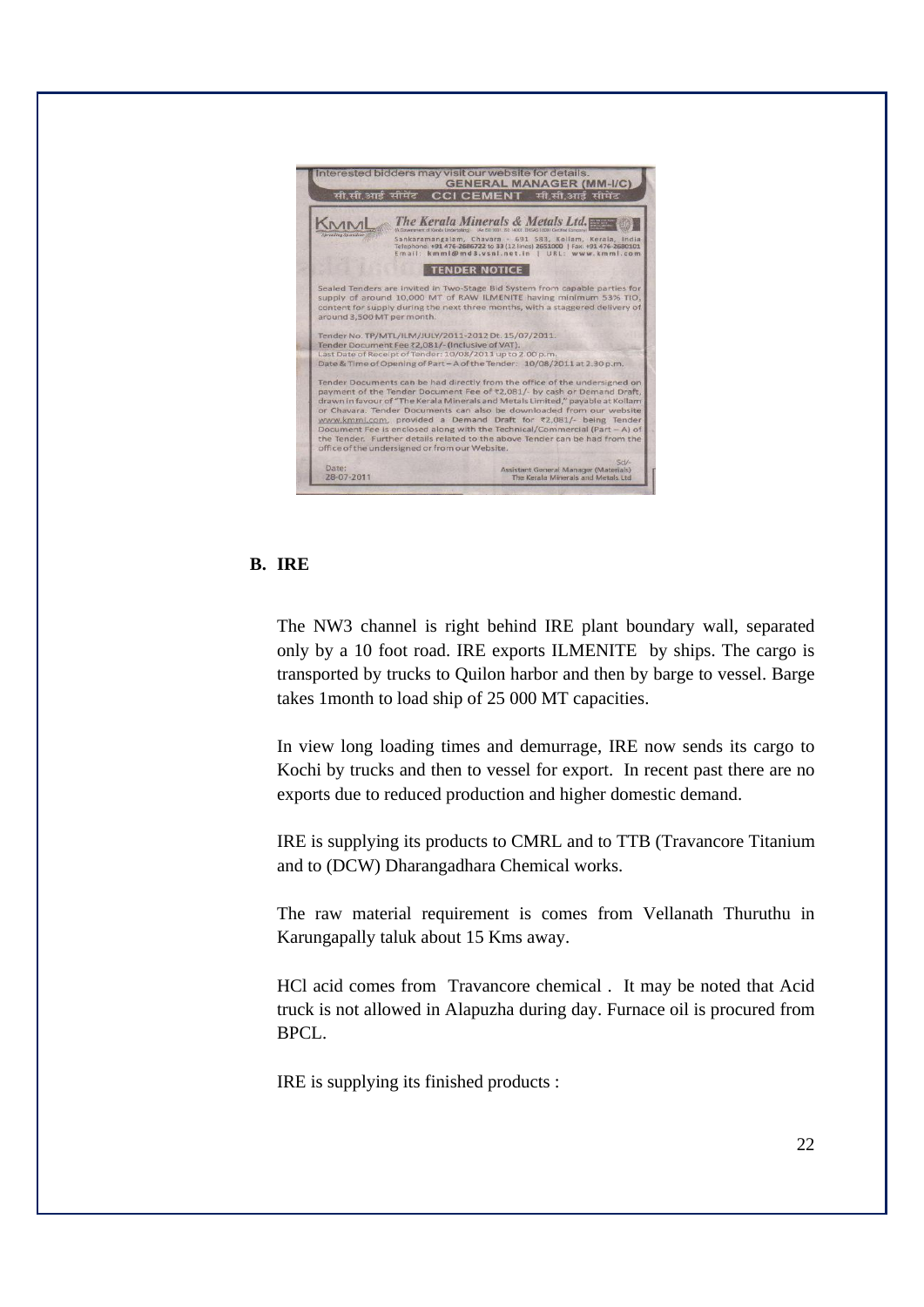Interested bidders may visit our website for details.

**GENERAL MANAGER (MM-I/C)**

सी.सी.आई सीमेंट **CCI CEMENT** सी.सी.आई सीमेंट

**The Kerala Minerals & Metals Ltd.**

Sankaramangalam, Chavara - 691 583, Kollam, Kerala, India
Telephone: +91 476-2686722 to 33 (12 lines) 2651000 | Fax: +91 476-2680101
Email: kmml@md3.vsnl.net.in | URL: www.kmml.com

**TENDER NOTICE**

Sealed Tenders are invited in Two-Stage Bid System from capable parties for supply of around 10,000 MT of RAW ILMENITE having minimum 53% $TiO_2$ content for supply during the next three months, with a staggered delivery of around 3,500 MT per month.

Tender No. TP/MTL/ILM/JULY/2011-2012 Dt. 15/07/2011.
Tender Document Fee ₹2,081/- (Inclusive of VAT).
Last Date of Receipt of Tender: 10/08/2011 up to 2.00 p.m.
Date & Time of Opening of Part – A of the Tender: 10/08/2011 at 2.30 p.m.

Tender Documents can be had directly from the office of the undersigned on payment of the Tender Document Fee of ₹2,081/- by cash or Demand Draft, drawn in favour of "The Kerala Minerals and Metals Limited," payable at Kollam or Chavara. Tender Documents can also be downloaded from our website www.kmml.com, provided a Demand Draft for ₹2,081/- being Tender Document Fee is enclosed along with the Technical/Commercial (Part – A) of the Tender. Further details related to the above Tender can be had from the office of the undersigned or from our Website.

Date: 28-07-2011

Sd/-
Assistant General Manager (Materials)
The Kerala Minerals and Metals Ltd

## B. IRE

The NW3 channel is right behind IRE plant boundary wall, separated only by a 10 foot road. IRE exports ILMENITE by ships. The cargo is transported by trucks to Quilon harbor and then by barge to vessel. Barge takes 1month to load ship of 25 000 MT capacities.

In view long loading times and demurrage, IRE now sends its cargo to Kochi by trucks and then to vessel for export. In recent past there are no exports due to reduced production and higher domestic demand.

IRE is supplying its products to CMRL and to TTB (Travancore Titanium and to (DCW) Dharangadhara Chemical works.

The raw material requirement is comes from Vellanath Thuruthu in Karungapally taluk about 15 Kms away.

HCl acid comes from Travancore chemical . It may be noted that Acid truck is not allowed in Alapuzha during day. Furnace oil is procured from BPCL.

IRE is supplying its finished products :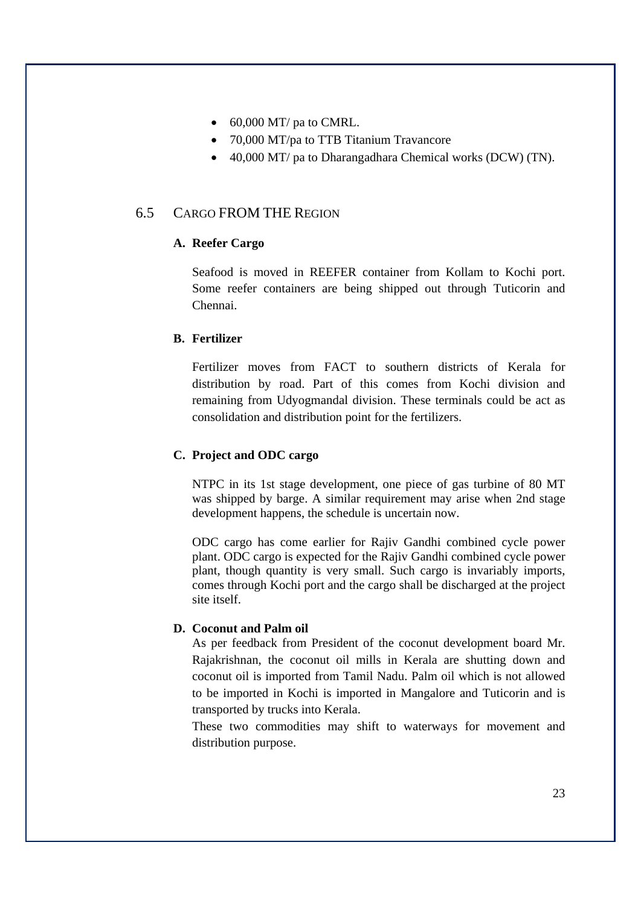- 60,000 MT/ pa to CMRL.
- 70,000 MT/pa to TTB Titanium Travancore
- 40,000 MT/ pa to Dharangadhara Chemical works (DCW) (TN).

## 6.5 CARGO FROM THE REGION

### A. Reefer Cargo

Seafood is moved in REEFER container from Kollam to Kochi port. Some reefer containers are being shipped out through Tuticorin and Chennai.

### B. Fertilizer

Fertilizer moves from FACT to southern districts of Kerala for distribution by road. Part of this comes from Kochi division and remaining from Udyogmandal division. These terminals could be act as consolidation and distribution point for the fertilizers.

### C. Project and ODC cargo

NTPC in its 1st stage development, one piece of gas turbine of 80 MT was shipped by barge. A similar requirement may arise when 2nd stage development happens, the schedule is uncertain now.

ODC cargo has come earlier for Rajiv Gandhi combined cycle power plant. ODC cargo is expected for the Rajiv Gandhi combined cycle power plant, though quantity is very small. Such cargo is invariably imports, comes through Kochi port and the cargo shall be discharged at the project site itself.

### D. Coconut and Palm oil

As per feedback from President of the coconut development board Mr. Rajakrishnan, the coconut oil mills in Kerala are shutting down and coconut oil is imported from Tamil Nadu. Palm oil which is not allowed to be imported in Kochi is imported in Mangalore and Tuticorin and is transported by trucks into Kerala.

These two commodities may shift to waterways for movement and distribution purpose.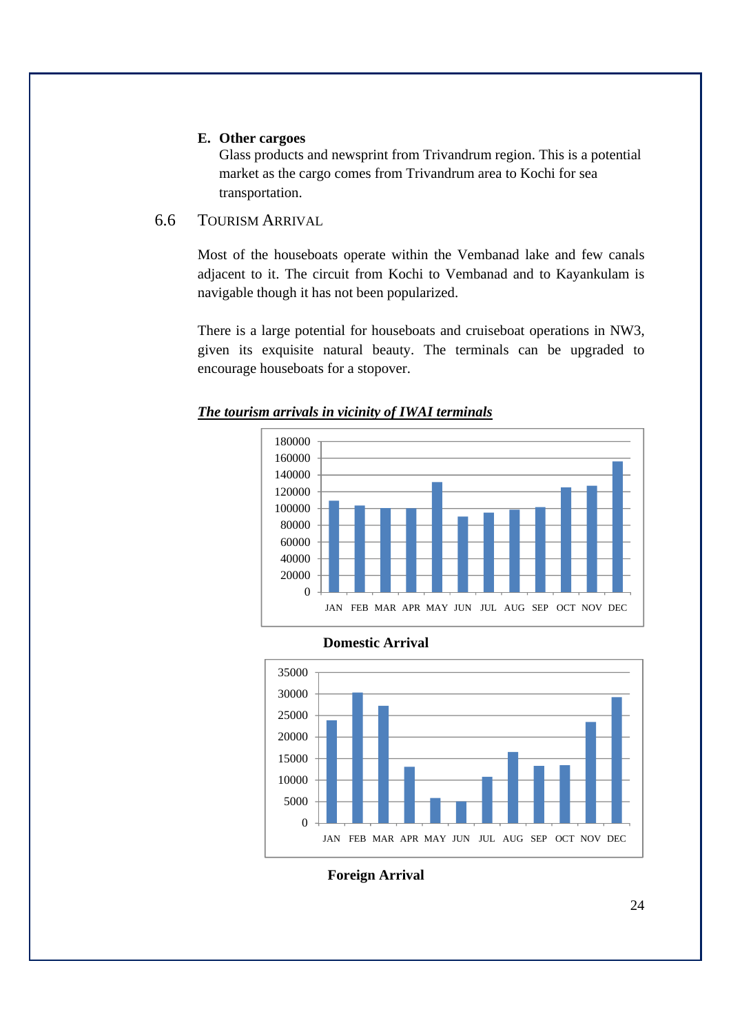**E. Other cargoes**

Glass products and newsprint from Trivandrum region. This is a potential market as the cargo comes from Trivandrum area to Kochi for sea transportation.

## 6.6 TOURISM ARRIVAL

Most of the houseboats operate within the Vembanad lake and few canals adjacent to it. The circuit from Kochi to Vembanad and to Kayankulam is navigable though it has not been popularized.

There is a large potential for houseboats and cruiseboat operations in NW3, given its exquisite natural beauty. The terminals can be upgraded to encourage houseboats for a stopover.

***The tourism arrivals in vicinity of IWAI terminals***

**Domestic Arrival**

**Foreign Arrival**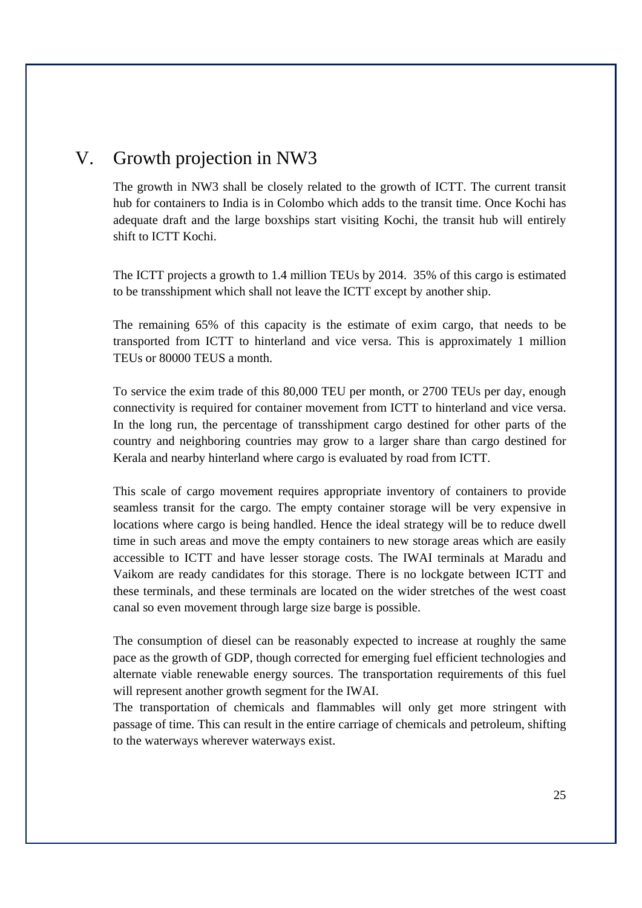# V. Growth projection in NW3

The growth in NW3 shall be closely related to the growth of ICTT. The current transit hub for containers to India is in Colombo which adds to the transit time. Once Kochi has adequate draft and the large boxships start visiting Kochi, the transit hub will entirely shift to ICTT Kochi.

The ICTT projects a growth to 1.4 million TEUs by 2014. 35% of this cargo is estimated to be transshipment which shall not leave the ICTT except by another ship.

The remaining 65% of this capacity is the estimate of exim cargo, that needs to be transported from ICTT to hinterland and vice versa. This is approximately 1 million TEUs or 80000 TEUS a month.

To service the exim trade of this 80,000 TEU per month, or 2700 TEUs per day, enough connectivity is required for container movement from ICTT to hinterland and vice versa. In the long run, the percentage of transshipment cargo destined for other parts of the country and neighboring countries may grow to a larger share than cargo destined for Kerala and nearby hinterland where cargo is evaluated by road from ICTT.

This scale of cargo movement requires appropriate inventory of containers to provide seamless transit for the cargo. The empty container storage will be very expensive in locations where cargo is being handled. Hence the ideal strategy will be to reduce dwell time in such areas and move the empty containers to new storage areas which are easily accessible to ICTT and have lesser storage costs. The IWAI terminals at Maradu and Vaikom are ready candidates for this storage. There is no lockgate between ICTT and these terminals, and these terminals are located on the wider stretches of the west coast canal so even movement through large size barge is possible.

The consumption of diesel can be reasonably expected to increase at roughly the same pace as the growth of GDP, though corrected for emerging fuel efficient technologies and alternate viable renewable energy sources. The transportation requirements of this fuel will represent another growth segment for the IWAI.

The transportation of chemicals and flammables will only get more stringent with passage of time. This can result in the entire carriage of chemicals and petroleum, shifting to the waterways wherever waterways exist.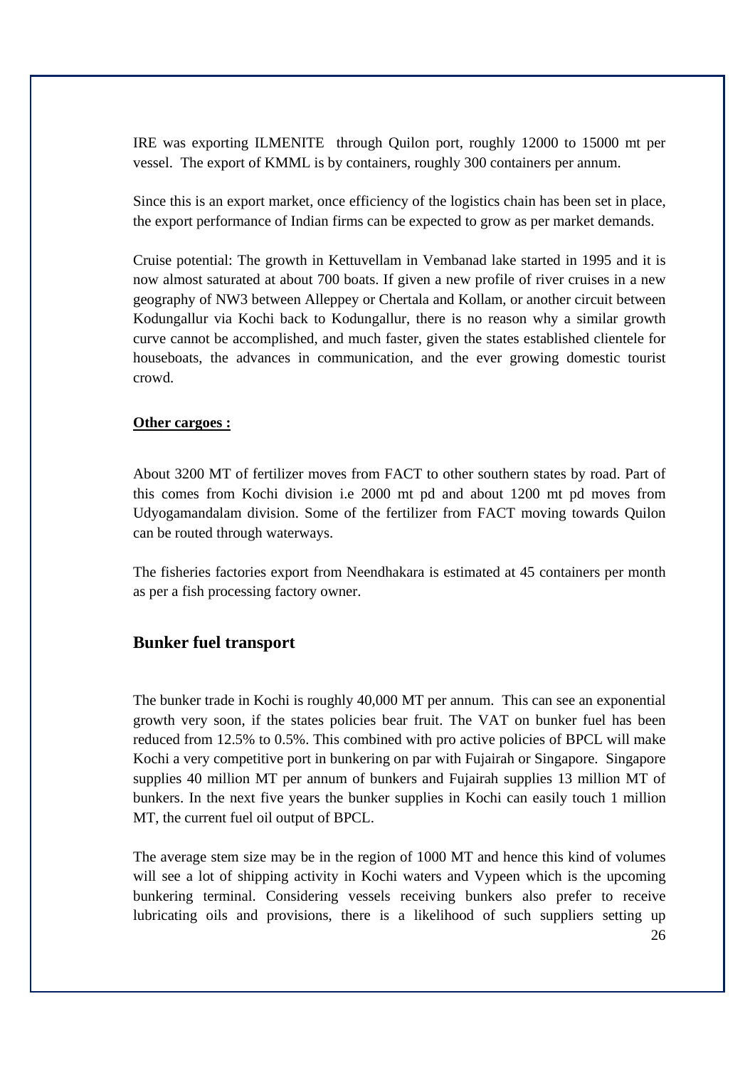IRE was exporting ILMENITE through Quilon port, roughly 12000 to 15000 mt per vessel. The export of KMML is by containers, roughly 300 containers per annum.

Since this is an export market, once efficiency of the logistics chain has been set in place, the export performance of Indian firms can be expected to grow as per market demands.

Cruise potential: The growth in Kettuvellam in Vembanad lake started in 1995 and it is now almost saturated at about 700 boats. If given a new profile of river cruises in a new geography of NW3 between Alleppey or Chertala and Kollam, or another circuit between Kodungallur via Kochi back to Kodungallur, there is no reason why a similar growth curve cannot be accomplished, and much faster, given the states established clientele for houseboats, the advances in communication, and the ever growing domestic tourist crowd.

**Other cargoes :**

About 3200 MT of fertilizer moves from FACT to other southern states by road. Part of this comes from Kochi division i.e 2000 mt pd and about 1200 mt pd moves from Udyogamandalam division. Some of the fertilizer from FACT moving towards Quilon can be routed through waterways.

The fisheries factories export from Neendhakara is estimated at 45 containers per month as per a fish processing factory owner.

## Bunker fuel transport

The bunker trade in Kochi is roughly 40,000 MT per annum. This can see an exponential growth very soon, if the states policies bear fruit. The VAT on bunker fuel has been reduced from 12.5% to 0.5%. This combined with pro active policies of BPCL will make Kochi a very competitive port in bunkering on par with Fujairah or Singapore. Singapore supplies 40 million MT per annum of bunkers and Fujairah supplies 13 million MT of bunkers. In the next five years the bunker supplies in Kochi can easily touch 1 million MT, the current fuel oil output of BPCL.

The average stem size may be in the region of 1000 MT and hence this kind of volumes will see a lot of shipping activity in Kochi waters and Vypeen which is the upcoming bunkering terminal. Considering vessels receiving bunkers also prefer to receive lubricating oils and provisions, there is a likelihood of such suppliers setting up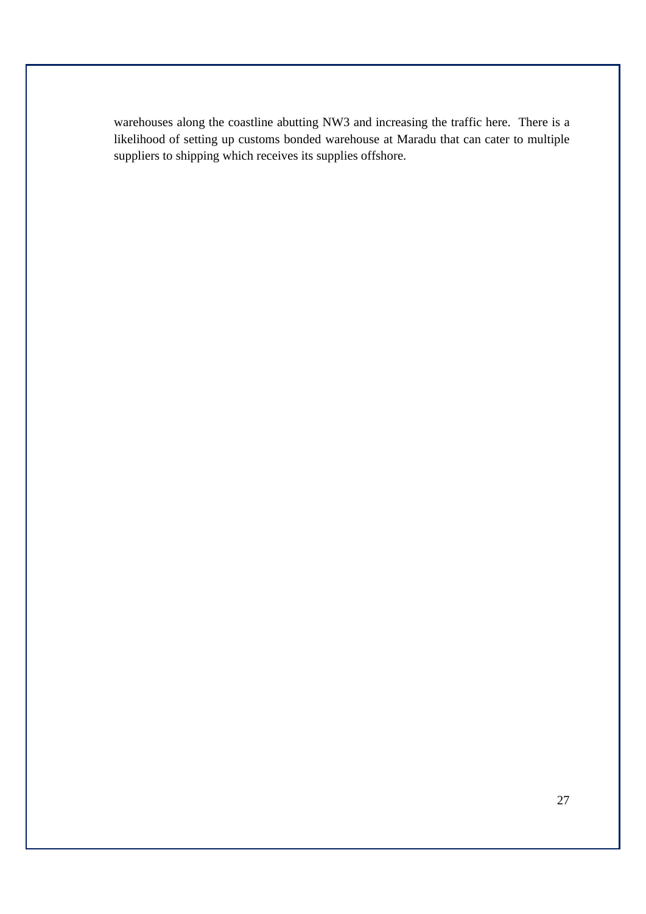warehouses along the coastline abutting NW3 and increasing the traffic here. There is a likelihood of setting up customs bonded warehouse at Maradu that can cater to multiple suppliers to shipping which receives its supplies offshore.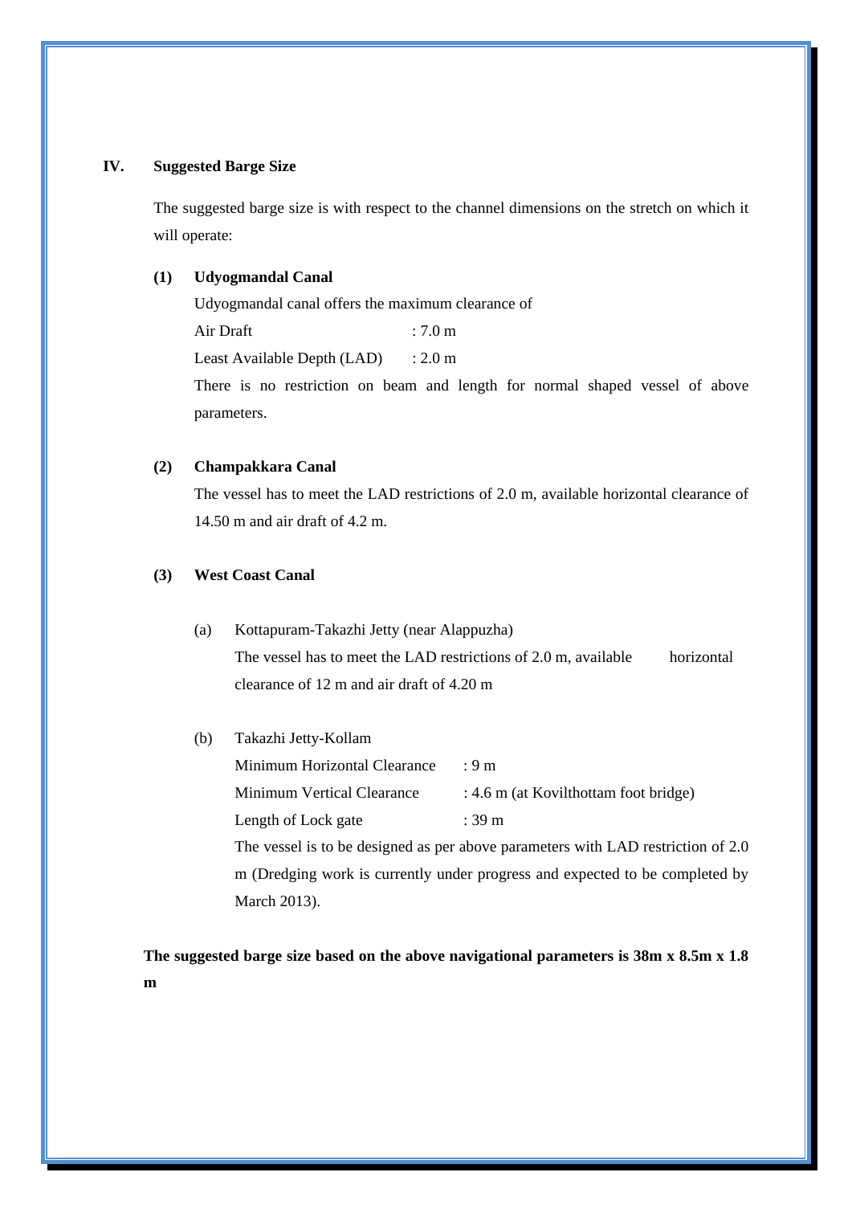## IV. Suggested Barge Size

The suggested barge size is with respect to the channel dimensions on the stretch on which it will operate:

**(1) Udyogmandal Canal**

Udyogmandal canal offers the maximum clearance of

Air Draft : 7.0 m

Least Available Depth (LAD) : 2.0 m

There is no restriction on beam and length for normal shaped vessel of above parameters.

**(2) Champakkara Canal**

The vessel has to meet the LAD restrictions of 2.0 m, available horizontal clearance of 14.50 m and air draft of 4.2 m.

**(3) West Coast Canal**

(a) Kottapuram-Takazhi Jetty (near Alappuzha)

The vessel has to meet the LAD restrictions of 2.0 m, available horizontal clearance of 12 m and air draft of 4.20 m

(b) Takazhi Jetty-Kollam

Minimum Horizontal Clearance : 9 m

Minimum Vertical Clearance : 4.6 m (at Kovilthottam foot bridge)

Length of Lock gate : 39 m

The vessel is to be designed as per above parameters with LAD restriction of 2.0 m (Dredging work is currently under progress and expected to be completed by March 2013).

**The suggested barge size based on the above navigational parameters is 38m x 8.5m x 1.8 m**